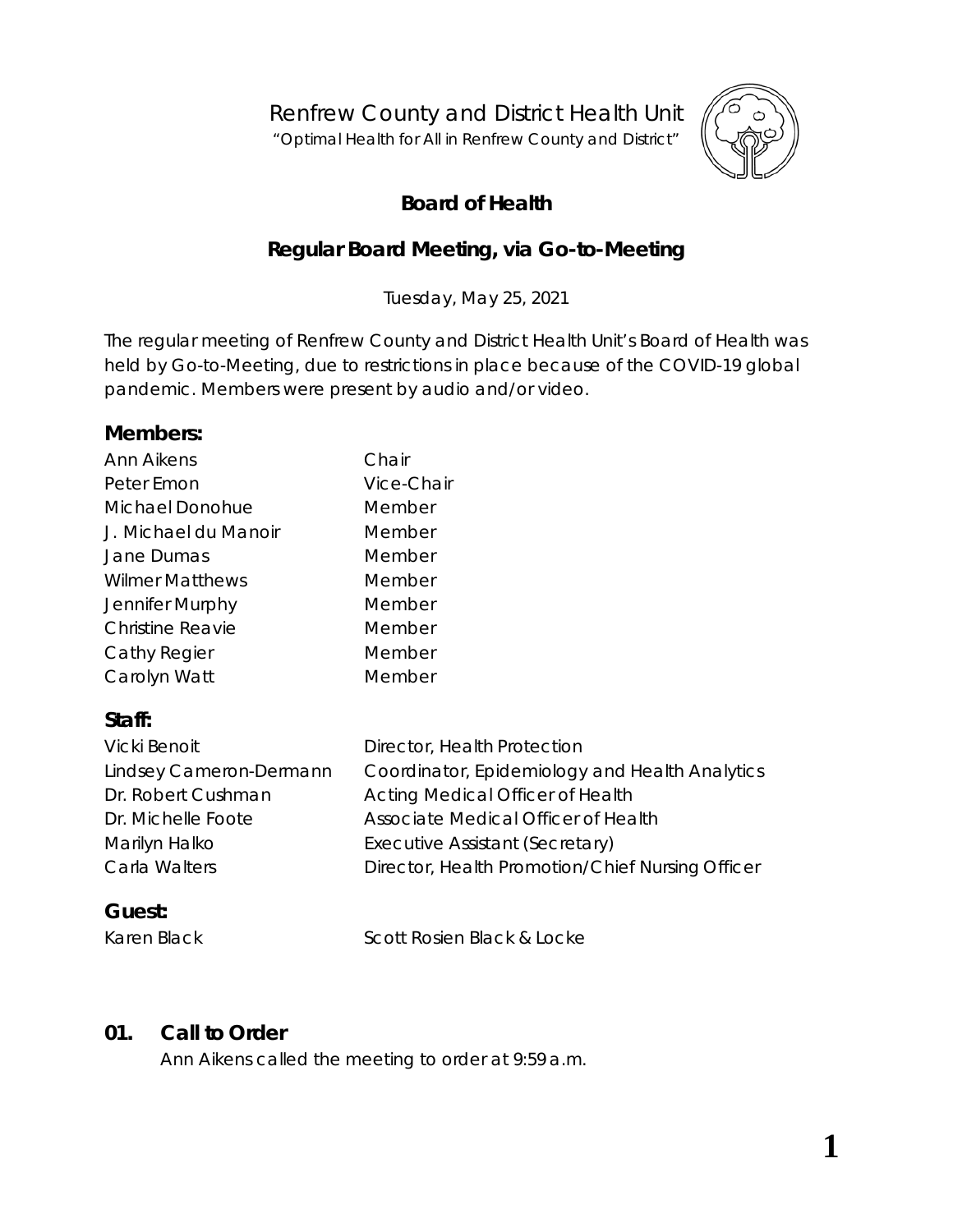# Renfrew County and District Health Unit

"Optimal Health for All in Renfrew County and District"

## Board of Health

## Regular Board Meeting, via Go-to-Meeting

Tuesday, May 25, 2021

The regular meeting of Renfrew County and District Health Unit's Board of Health was held by Go-to-Meeting, due to restrictions in place because of the COVID-19 global pandemic. Members were present by audio and/or video.

### Members:

| | |
|---|---|
| Ann Aikens | Chair |
| Peter Emon | Vice-Chair |
| Michael Donohue | Member |
| J. Michael du Manoir | Member |
| Jane Dumas | Member |
| Wilmer Matthews | Member |
| Jennifer Murphy | Member |
| Christine Reavie | Member |
| Cathy Regier | Member |
| Carolyn Watt | Member |

### Staff:

| | |
|---|---|
| Vicki Benoit | Director, Health Protection |
| Lindsey Cameron-Dermann | Coordinator, Epidemiology and Health Analytics |
| Dr. Robert Cushman | Acting Medical Officer of Health |
| Dr. Michelle Foote | Associate Medical Officer of Health |
| Marilyn Halko | Executive Assistant (Secretary) |
| Carla Walters | Director, Health Promotion/Chief Nursing Officer |

### Guest:

| | |
|---|---|
| Karen Black | Scott Rosien Black & Locke |

### 01. Call to Order

Ann Aikens called the meeting to order at 9:59 a.m.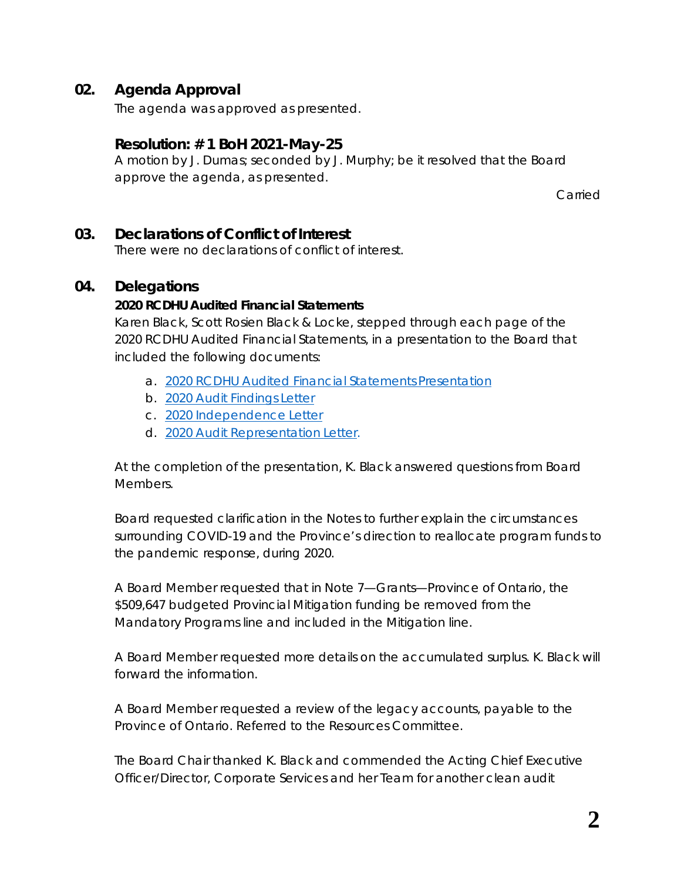## 02. Agenda Approval

The agenda was approved as presented.

### Resolution: # 1 BoH 2021-May-25

A motion by J. Dumas; seconded by J. Murphy; be it resolved that the Board approve the agenda, as presented.

Carried

## 03. Declarations of Conflict of Interest

There were no declarations of conflict of interest.

## 04. Delegations

**2020 RCDHU Audited Financial Statements**

Karen Black, Scott Rosien Black & Locke, stepped through each page of the 2020 RCDHU Audited Financial Statements, in a presentation to the Board that included the following documents:

a. 2020 RCDHU Audited Financial Statements Presentation
b. 2020 Audit Findings Letter
c. 2020 Independence Letter
d. 2020 Audit Representation Letter.

At the completion of the presentation, K. Black answered questions from Board Members.

Board requested clarification in the Notes to further explain the circumstances surrounding COVID-19 and the Province's direction to reallocate program funds to the pandemic response, during 2020.

A Board Member requested that in Note 7—Grants—Province of Ontario, the $509,647 budgeted Provincial Mitigation funding be removed from the Mandatory Programs line and included in the Mitigation line.

A Board Member requested more details on the accumulated surplus. K. Black will forward the information.

A Board Member requested a review of the legacy accounts, payable to the Province of Ontario. Referred to the Resources Committee.

The Board Chair thanked K. Black and commended the Acting Chief Executive Officer/Director, Corporate Services and her Team for another clean audit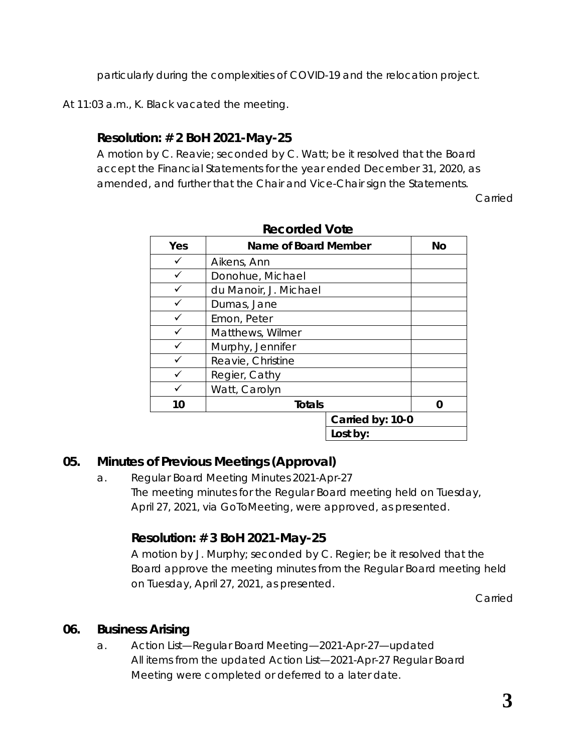particularly during the complexities of COVID-19 and the relocation project.

At 11:03 a.m., K. Black vacated the meeting.

### Resolution: # 2 BoH 2021-May-25

A motion by C. Reavie; seconded by C. Watt; be it resolved that the Board accept the Financial Statements for the year ended December 31, 2020, as amended, and further that the Chair and Vice-Chair sign the Statements.

Carried

**Recorded Vote**

| Yes | Name of Board Member | No |
|---|---|---|
| ✓ | Aikens, Ann | |
| ✓ | Donohue, Michael | |
| ✓ | du Manoir, J. Michael | |
| ✓ | Dumas, Jane | |
| ✓ | Emon, Peter | |
| ✓ | Matthews, Wilmer | |
| ✓ | Murphy, Jennifer | |
| ✓ | Reavie, Christine | |
| ✓ | Regier, Cathy | |
| ✓ | Watt, Carolyn | |
| **10** | **Totals** | **0** |
| | **Carried by: 10-0** | |
| | **Lost by:** | |

## 05. Minutes of Previous Meetings (Approval)

a. Regular Board Meeting Minutes 2021-Apr-27
The meeting minutes for the Regular Board meeting held on Tuesday, April 27, 2021, via GoToMeeting, were approved, as presented.

### Resolution: # 3 BoH 2021-May-25

A motion by J. Murphy; seconded by C. Regier; be it resolved that the Board approve the meeting minutes from the Regular Board meeting held on Tuesday, April 27, 2021, as presented.

Carried

## 06. Business Arising

a. Action List—Regular Board Meeting—2021-Apr-27—updated
All items from the updated Action List—2021-Apr-27 Regular Board Meeting were completed or deferred to a later date.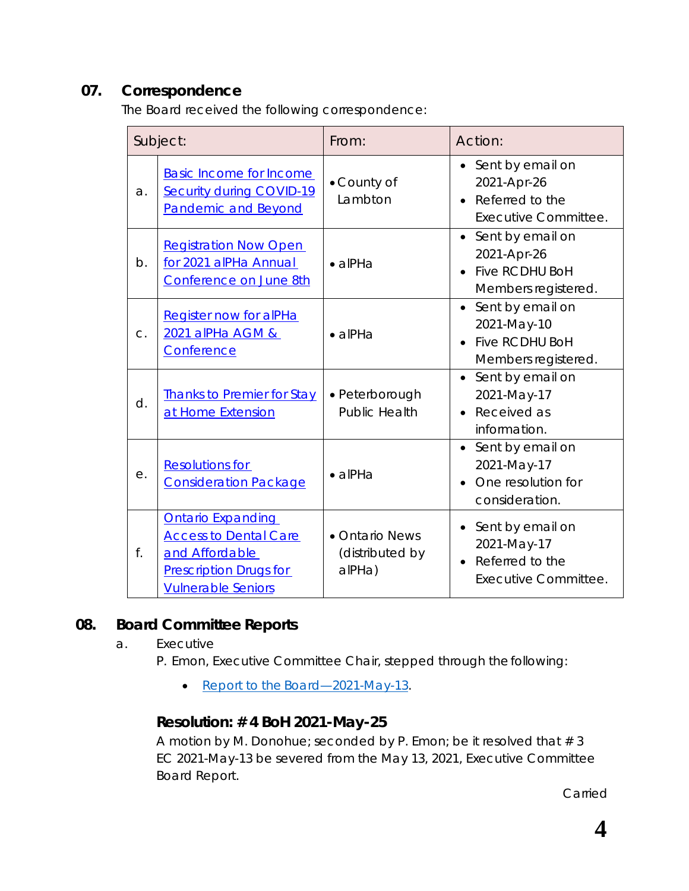## 07. Correspondence

The Board received the following correspondence:

| | Subject: | From: | Action: |
|---|---|---|---|
| a. | Basic Income for Income Security during COVID-19 Pandemic and Beyond | • County of Lambton | • Sent by email on 2021-Apr-26<br>• Referred to the Executive Committee. |
| b. | Registration Now Open for 2021 alPHa Annual Conference on June 8th | • alPHa | • Sent by email on 2021-Apr-26<br>• Five RCDHU BoH Members registered. |
| c. | Register now for alPHa 2021 alPHa AGM & Conference | • alPHa | • Sent by email on 2021-May-10<br>• Five RCDHU BoH Members registered. |
| d. | Thanks to Premier for Stay at Home Extension | • Peterborough Public Health | • Sent by email on 2021-May-17<br>• Received as information. |
| e. | Resolutions for Consideration Package | • alPHa | • Sent by email on 2021-May-17<br>• One resolution for consideration. |
| f. | Ontario Expanding Access to Dental Care and Affordable Prescription Drugs for Vulnerable Seniors | • Ontario News (distributed by alPHa) | • Sent by email on 2021-May-17<br>• Referred to the Executive Committee. |

## 08. Board Committee Reports

a. Executive

P. Emon, Executive Committee Chair, stepped through the following:

- Report to the Board—2021-May-13.

### Resolution: # 4 BoH 2021-May-25

A motion by M. Donohue; seconded by P. Emon; be it resolved that # 3 EC 2021-May-13 be severed from the May 13, 2021, Executive Committee Board Report.

Carried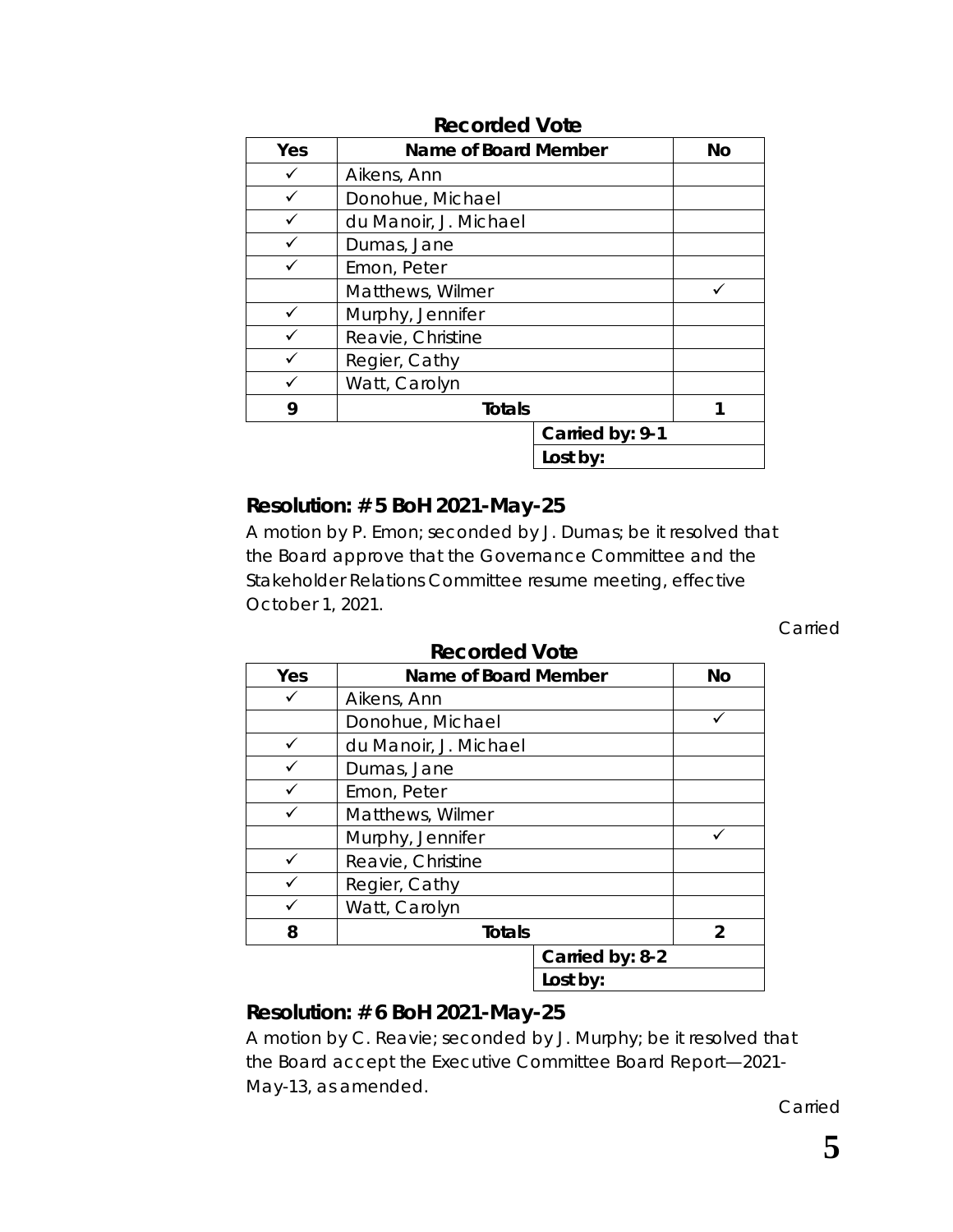**Recorded Vote**

| Yes | Name of Board Member | No |
|---|---|---|
| ✓ | Aikens, Ann | |
| ✓ | Donohue, Michael | |
| ✓ | du Manoir, J. Michael | |
| ✓ | Dumas, Jane | |
| ✓ | Emon, Peter | |
| | Matthews, Wilmer | ✓ |
| ✓ | Murphy, Jennifer | |
| ✓ | Reavie, Christine | |
| ✓ | Regier, Cathy | |
| ✓ | Watt, Carolyn | |
| 9 | **Totals** | 1 |
| | Carried by: 9-1 | |
| | Lost by: | |

### Resolution: # 5 BoH 2021-May-25

A motion by P. Emon; seconded by J. Dumas; be it resolved that the Board approve that the Governance Committee and the Stakeholder Relations Committee resume meeting, effective October 1, 2021.

Carried

**Recorded Vote**

| Yes | Name of Board Member | No |
|---|---|---|
| ✓ | Aikens, Ann | |
| | Donohue, Michael | ✓ |
| ✓ | du Manoir, J. Michael | |
| ✓ | Dumas, Jane | |
| ✓ | Emon, Peter | |
| ✓ | Matthews, Wilmer | |
| | Murphy, Jennifer | ✓ |
| ✓ | Reavie, Christine | |
| ✓ | Regier, Cathy | |
| ✓ | Watt, Carolyn | |
| 8 | **Totals** | 2 |
| | Carried by: 8-2 | |
| | Lost by: | |

### Resolution: # 6 BoH 2021-May-25

A motion by C. Reavie; seconded by J. Murphy; be it resolved that the Board accept the Executive Committee Board Report—2021-May-13, as amended.

Carried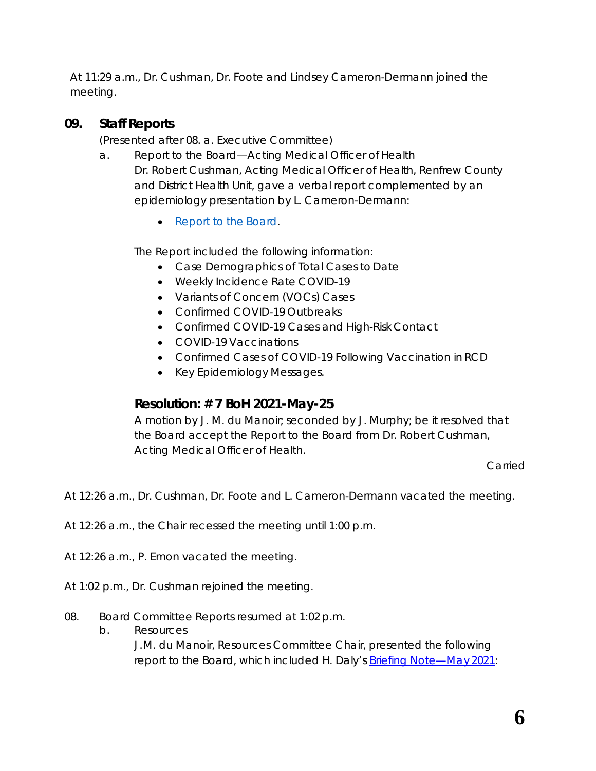At 11:29 a.m., Dr. Cushman, Dr. Foote and Lindsey Cameron-Dermann joined the meeting.

## 09. Staff Reports

(Presented after 08. a. Executive Committee)

a. Report to the Board—Acting Medical Officer of Health

Dr. Robert Cushman, Acting Medical Officer of Health, Renfrew County and District Health Unit, gave a verbal report complemented by an epidemiology presentation by L. Cameron-Dermann:

- Report to the Board.

The Report included the following information:

- Case Demographics of Total Cases to Date
- Weekly Incidence Rate COVID-19
- Variants of Concern (VOCs) Cases
- Confirmed COVID-19 Outbreaks
- Confirmed COVID-19 Cases and High-Risk Contact
- COVID-19 Vaccinations
- Confirmed Cases of COVID-19 Following Vaccination in RCD
- Key Epidemiology Messages.

### Resolution: # 7 BoH 2021-May-25

A motion by J. M. du Manoir; seconded by J. Murphy; be it resolved that the Board accept the Report to the Board from Dr. Robert Cushman, Acting Medical Officer of Health.

Carried

At 12:26 a.m., Dr. Cushman, Dr. Foote and L. Cameron-Dermann vacated the meeting.

At 12:26 a.m., the Chair recessed the meeting until 1:00 p.m.

At 12:26 a.m., P. Emon vacated the meeting.

At 1:02 p.m., Dr. Cushman rejoined the meeting.

08. Board Committee Reports resumed at 1:02 p.m.

b. Resources

J.M. du Manoir, Resources Committee Chair, presented the following report to the Board, which included H. Daly's Briefing Note—May 2021: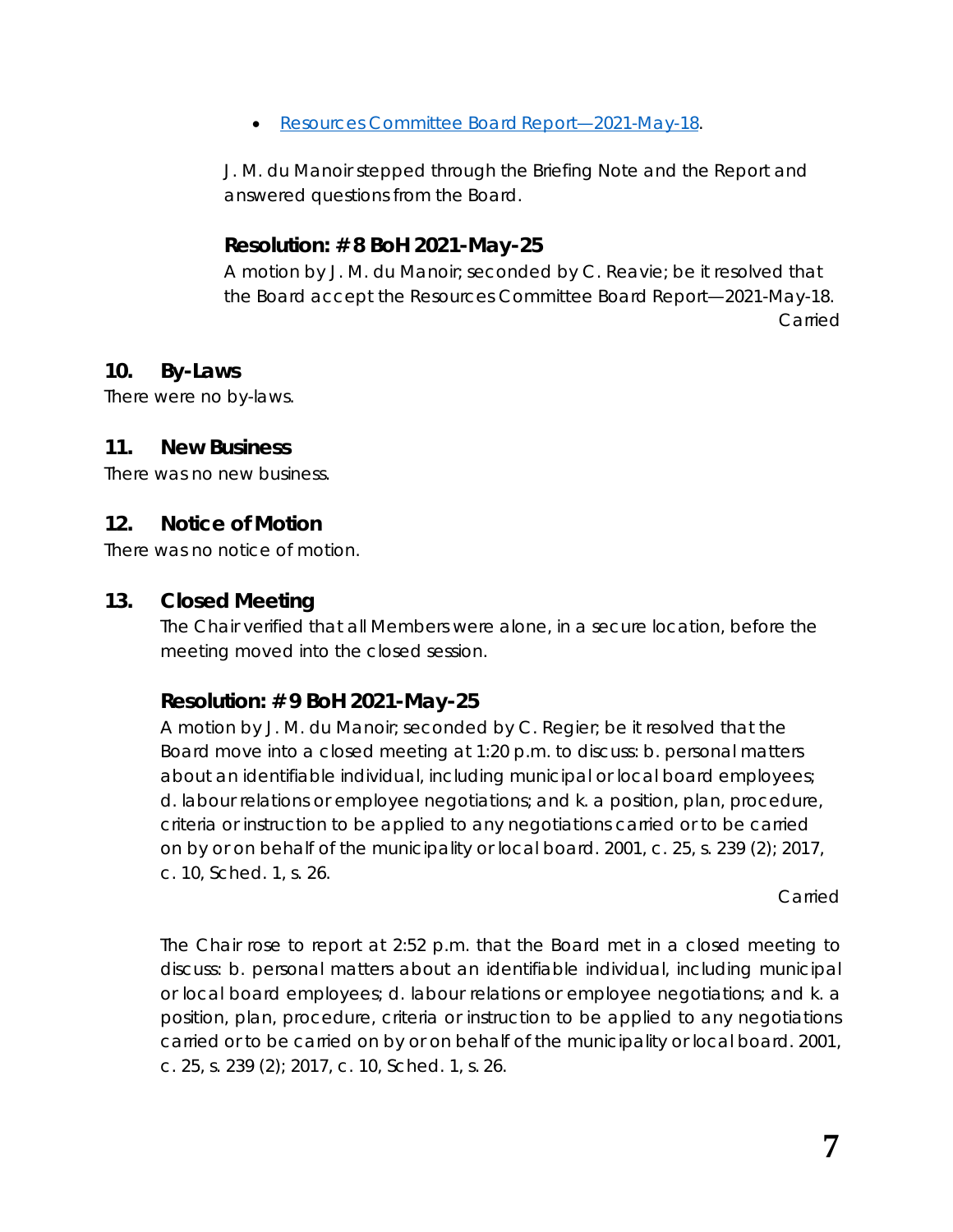- [Resources Committee Board Report—2021-May-18](#).

J. M. du Manoir stepped through the Briefing Note and the Report and answered questions from the Board.

### Resolution: # 8 BoH 2021-May-25

A motion by J. M. du Manoir; seconded by C. Reavie; be it resolved that the Board accept the Resources Committee Board Report—2021-May-18.

Carried

## 10. By-Laws

There were no by-laws.

## 11. New Business

There was no new business.

## 12. Notice of Motion

There was no notice of motion.

## 13. Closed Meeting

The Chair verified that all Members were alone, in a secure location, before the meeting moved into the closed session.

### Resolution: # 9 BoH 2021-May-25

A motion by J. M. du Manoir; seconded by C. Regier; be it resolved that the Board move into a closed meeting at 1:20 p.m. to discuss: b. personal matters about an identifiable individual, including municipal or local board employees; d. labour relations or employee negotiations; and k. a position, plan, procedure, criteria or instruction to be applied to any negotiations carried or to be carried on by or on behalf of the municipality or local board. 2001, c. 25, s. 239 (2); 2017, c. 10, Sched. 1, s. 26.

Carried

The Chair rose to report at 2:52 p.m. that the Board met in a closed meeting to discuss: b. personal matters about an identifiable individual, including municipal or local board employees; d. labour relations or employee negotiations; and k. a position, plan, procedure, criteria or instruction to be applied to any negotiations carried or to be carried on by or on behalf of the municipality or local board. 2001, c. 25, s. 239 (2); 2017, c. 10, Sched. 1, s. 26.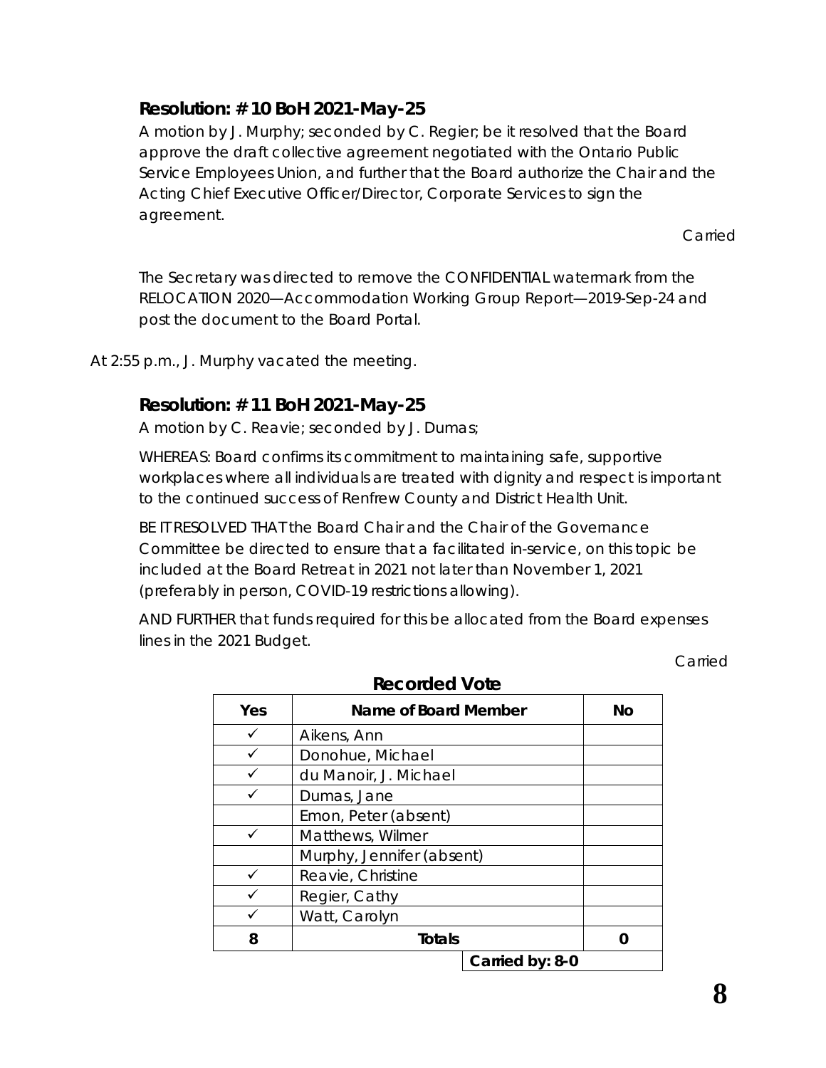### Resolution: # 10 BoH 2021-May-25

A motion by J. Murphy; seconded by C. Regier; be it resolved that the Board approve the draft collective agreement negotiated with the Ontario Public Service Employees Union, and further that the Board authorize the Chair and the Acting Chief Executive Officer/Director, Corporate Services to sign the agreement.

Carried

The Secretary was directed to remove the CONFIDENTIAL watermark from the RELOCATION 2020—Accommodation Working Group Report—2019-Sep-24 and post the document to the Board Portal.

At 2:55 p.m., J. Murphy vacated the meeting.

### Resolution: # 11 BoH 2021-May-25

A motion by C. Reavie; seconded by J. Dumas;

WHEREAS: Board confirms its commitment to maintaining safe, supportive workplaces where all individuals are treated with dignity and respect is important to the continued success of Renfrew County and District Health Unit.

BE IT RESOLVED THAT the Board Chair and the Chair of the Governance Committee be directed to ensure that a facilitated in-service, on this topic be included at the Board Retreat in 2021 not later than November 1, 2021 (preferably in person, COVID-19 restrictions allowing).

AND FURTHER that funds required for this be allocated from the Board expenses lines in the 2021 Budget.

Carried

**Recorded Vote**

| Yes | Name of Board Member | No |
|---|---|---|
| ✓ | Aikens, Ann | |
| ✓ | Donohue, Michael | |
| ✓ | du Manoir, J. Michael | |
| ✓ | Dumas, Jane | |
| | Emon, Peter (absent) | |
| ✓ | Matthews, Wilmer | |
| | Murphy, Jennifer (absent) | |
| ✓ | Reavie, Christine | |
| ✓ | Regier, Cathy | |
| ✓ | Watt, Carolyn | |
| **8** | **Totals** | **0** |
| | **Carried by: 8-0** | |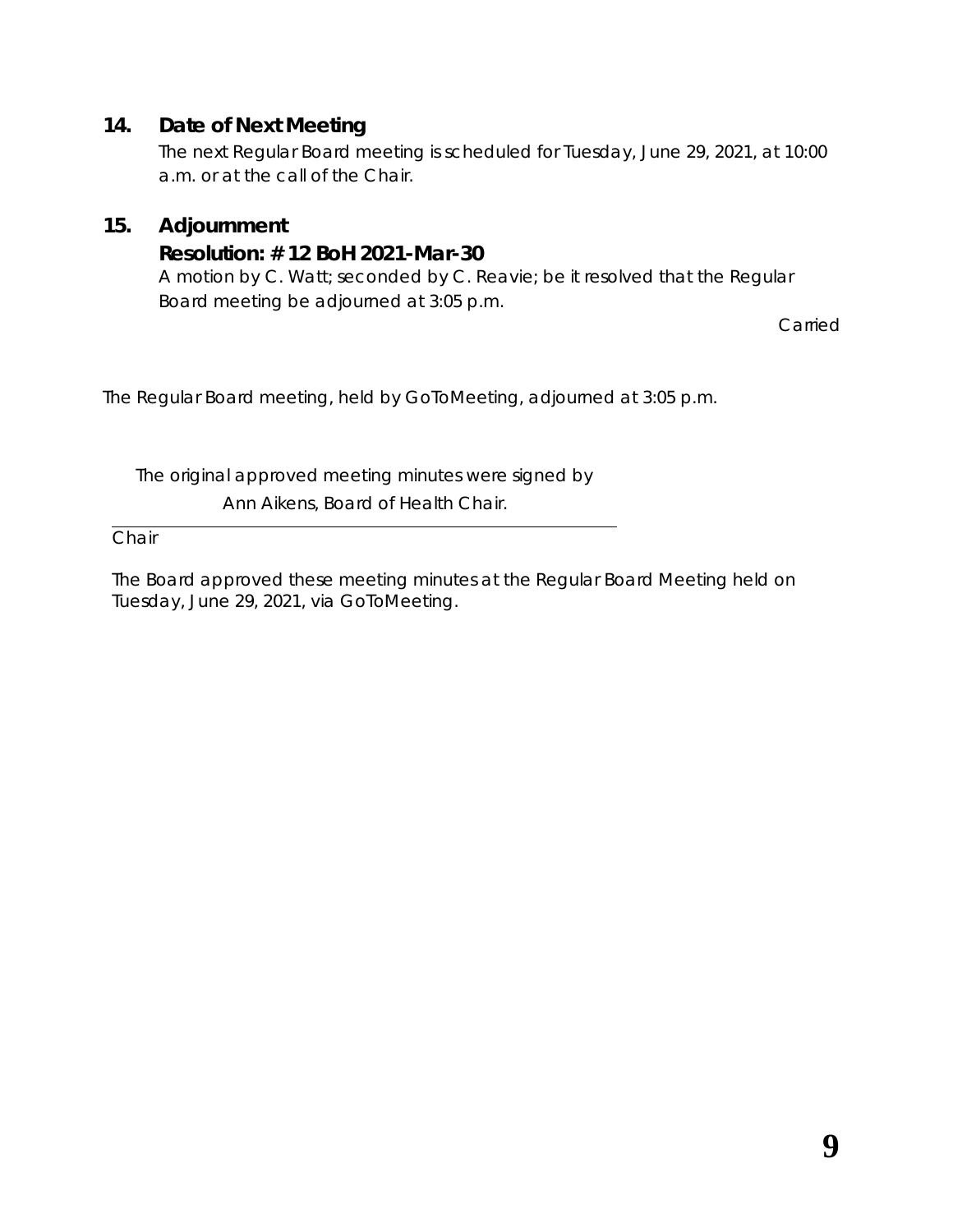## 14. Date of Next Meeting

The next Regular Board meeting is scheduled for Tuesday, June 29, 2021, at 10:00 a.m. or at the call of the Chair.

## 15. Adjournment

**Resolution: # 12 BoH 2021-Mar-30**

A motion by C. Watt; seconded by C. Reavie; be it resolved that the Regular Board meeting be adjourned at 3:05 p.m.

Carried

The Regular Board meeting, held by GoToMeeting, adjourned at 3:05 p.m.

The original approved meeting minutes were signed by Ann Aikens, Board of Health Chair.

Chair

The Board approved these meeting minutes at the Regular Board Meeting held on Tuesday, June 29, 2021, via GoToMeeting.